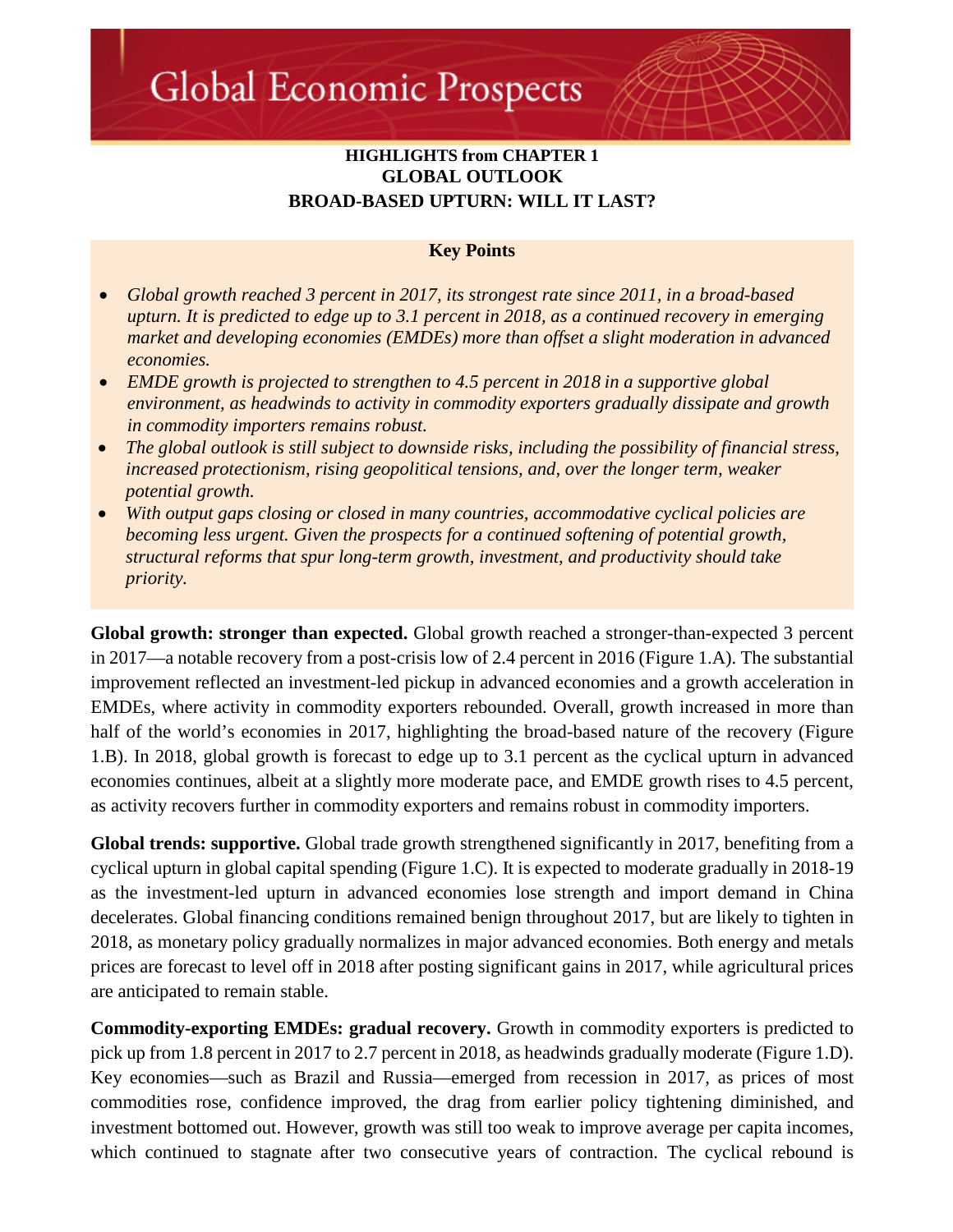# Global Economic Prospects

**HIGHLIGHTS from CHAPTER 1**
**GLOBAL OUTLOOK**
**BROAD-BASED UPTURN: WILL IT LAST?**

## Key Points

- *Global growth reached 3 percent in 2017, its strongest rate since 2011, in a broad-based upturn. It is predicted to edge up to 3.1 percent in 2018, as a continued recovery in emerging market and developing economies (EMDEs) more than offset a slight moderation in advanced economies.*
- *EMDE growth is projected to strengthen to 4.5 percent in 2018 in a supportive global environment, as headwinds to activity in commodity exporters gradually dissipate and growth in commodity importers remains robust.*
- *The global outlook is still subject to downside risks, including the possibility of financial stress, increased protectionism, rising geopolitical tensions, and, over the longer term, weaker potential growth.*
- *With output gaps closing or closed in many countries, accommodative cyclical policies are becoming less urgent. Given the prospects for a continued softening of potential growth, structural reforms that spur long-term growth, investment, and productivity should take priority.*

**Global growth: stronger than expected.** Global growth reached a stronger-than-expected 3 percent in 2017—a notable recovery from a post-crisis low of 2.4 percent in 2016 (Figure 1.A). The substantial improvement reflected an investment-led pickup in advanced economies and a growth acceleration in EMDEs, where activity in commodity exporters rebounded. Overall, growth increased in more than half of the world's economies in 2017, highlighting the broad-based nature of the recovery (Figure 1.B). In 2018, global growth is forecast to edge up to 3.1 percent as the cyclical upturn in advanced economies continues, albeit at a slightly more moderate pace, and EMDE growth rises to 4.5 percent, as activity recovers further in commodity exporters and remains robust in commodity importers.

**Global trends: supportive.** Global trade growth strengthened significantly in 2017, benefiting from a cyclical upturn in global capital spending (Figure 1.C). It is expected to moderate gradually in 2018-19 as the investment-led upturn in advanced economies lose strength and import demand in China decelerates. Global financing conditions remained benign throughout 2017, but are likely to tighten in 2018, as monetary policy gradually normalizes in major advanced economies. Both energy and metals prices are forecast to level off in 2018 after posting significant gains in 2017, while agricultural prices are anticipated to remain stable.

**Commodity-exporting EMDEs: gradual recovery.** Growth in commodity exporters is predicted to pick up from 1.8 percent in 2017 to 2.7 percent in 2018, as headwinds gradually moderate (Figure 1.D). Key economies—such as Brazil and Russia—emerged from recession in 2017, as prices of most commodities rose, confidence improved, the drag from earlier policy tightening diminished, and investment bottomed out. However, growth was still too weak to improve average per capita incomes, which continued to stagnate after two consecutive years of contraction. The cyclical rebound is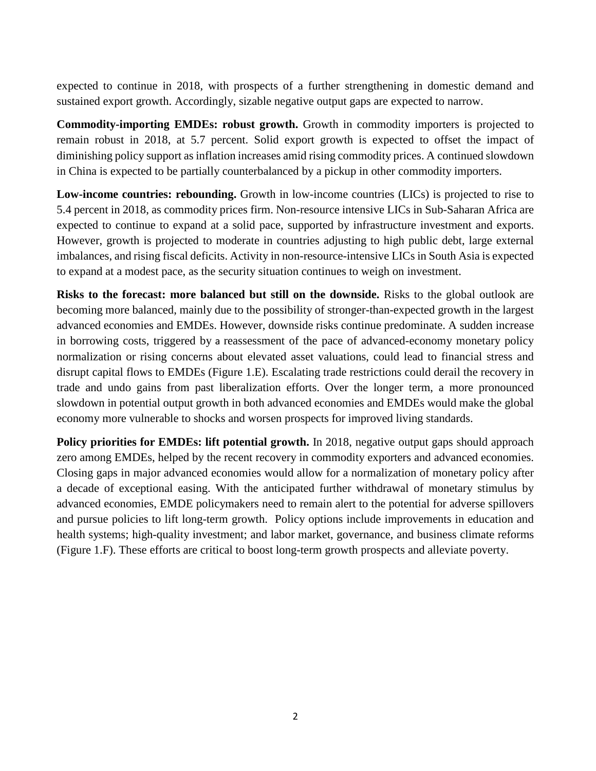expected to continue in 2018, with prospects of a further strengthening in domestic demand and sustained export growth. Accordingly, sizable negative output gaps are expected to narrow.

**Commodity-importing EMDEs: robust growth.** Growth in commodity importers is projected to remain robust in 2018, at 5.7 percent. Solid export growth is expected to offset the impact of diminishing policy support as inflation increases amid rising commodity prices. A continued slowdown in China is expected to be partially counterbalanced by a pickup in other commodity importers.

**Low-income countries: rebounding.** Growth in low-income countries (LICs) is projected to rise to 5.4 percent in 2018, as commodity prices firm. Non-resource intensive LICs in Sub-Saharan Africa are expected to continue to expand at a solid pace, supported by infrastructure investment and exports. However, growth is projected to moderate in countries adjusting to high public debt, large external imbalances, and rising fiscal deficits. Activity in non-resource-intensive LICs in South Asia is expected to expand at a modest pace, as the security situation continues to weigh on investment.

**Risks to the forecast: more balanced but still on the downside.** Risks to the global outlook are becoming more balanced, mainly due to the possibility of stronger-than-expected growth in the largest advanced economies and EMDEs. However, downside risks continue predominate. A sudden increase in borrowing costs, triggered by a reassessment of the pace of advanced-economy monetary policy normalization or rising concerns about elevated asset valuations, could lead to financial stress and disrupt capital flows to EMDEs (Figure 1.E). Escalating trade restrictions could derail the recovery in trade and undo gains from past liberalization efforts. Over the longer term, a more pronounced slowdown in potential output growth in both advanced economies and EMDEs would make the global economy more vulnerable to shocks and worsen prospects for improved living standards.

**Policy priorities for EMDEs: lift potential growth.** In 2018, negative output gaps should approach zero among EMDEs, helped by the recent recovery in commodity exporters and advanced economies. Closing gaps in major advanced economies would allow for a normalization of monetary policy after a decade of exceptional easing. With the anticipated further withdrawal of monetary stimulus by advanced economies, EMDE policymakers need to remain alert to the potential for adverse spillovers and pursue policies to lift long-term growth. Policy options include improvements in education and health systems; high-quality investment; and labor market, governance, and business climate reforms (Figure 1.F). These efforts are critical to boost long-term growth prospects and alleviate poverty.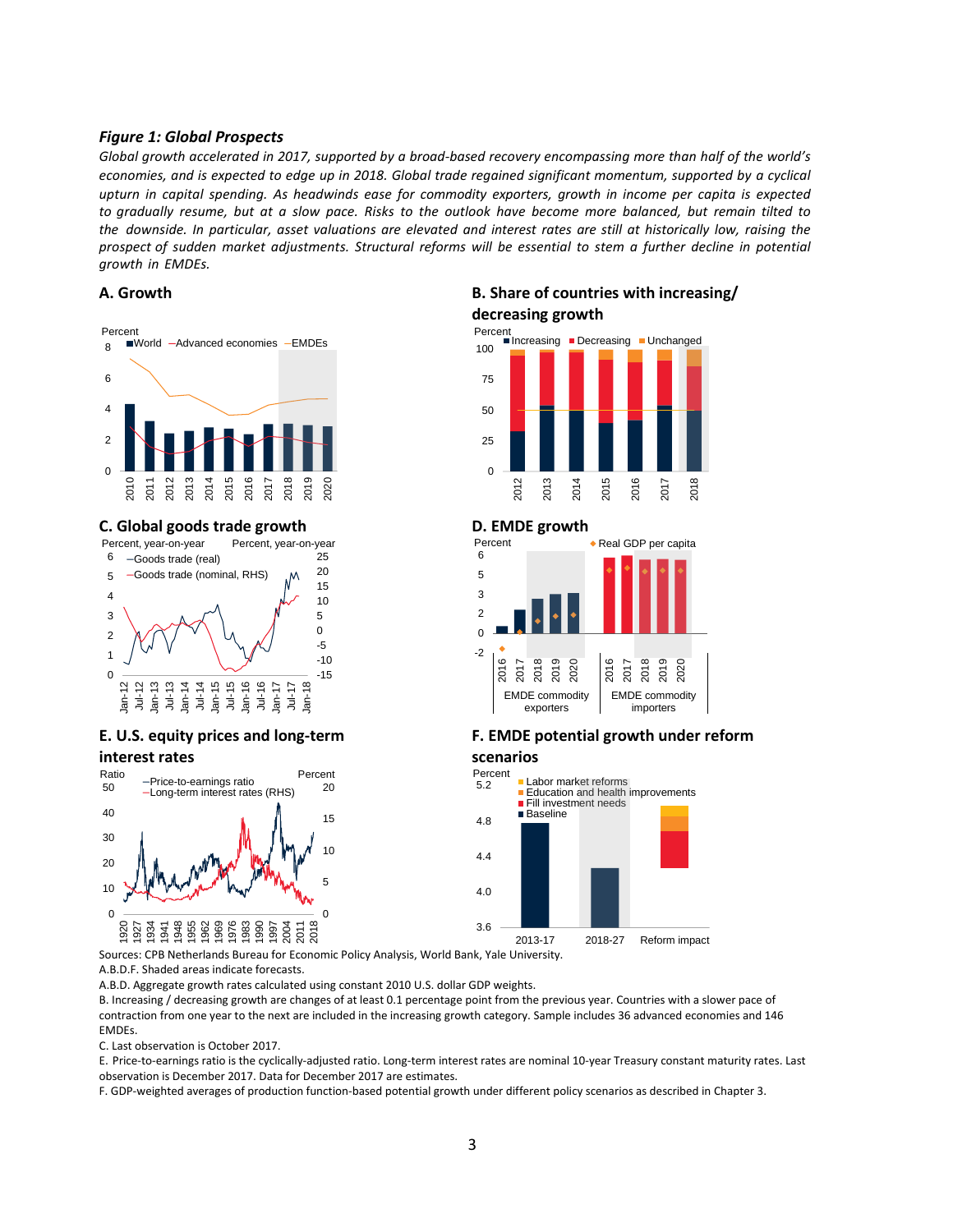***Figure 1: Global Prospects***

*Global growth accelerated in 2017, supported by a broad-based recovery encompassing more than half of the world's economies, and is expected to edge up in 2018. Global trade regained significant momentum, supported by a cyclical upturn in capital spending. As headwinds ease for commodity exporters, growth in income per capita is expected to gradually resume, but at a slow pace. Risks to the outlook have become more balanced, but remain tilted to the downside. In particular, asset valuations are elevated and interest rates are still at historically low, raising the prospect of sudden market adjustments. Structural reforms will be essential to stem a further decline in potential growth in EMDEs.*

**A. Growth**

**B. Share of countries with increasing/ decreasing growth**

**C. Global goods trade growth**

**D. EMDE growth**

**E. U.S. equity prices and long-term interest rates**

**F. EMDE potential growth under reform scenarios**

Sources: CPB Netherlands Bureau for Economic Policy Analysis, World Bank, Yale University.

A.B.D.F. Shaded areas indicate forecasts.

A.B.D. Aggregate growth rates calculated using constant 2010 U.S. dollar GDP weights.

B. Increasing / decreasing growth are changes of at least 0.1 percentage point from the previous year. Countries with a slower pace of contraction from one year to the next are included in the increasing growth category. Sample includes 36 advanced economies and 146 EMDEs.

C. Last observation is October 2017.

E. Price-to-earnings ratio is the cyclically-adjusted ratio. Long-term interest rates are nominal 10-year Treasury constant maturity rates. Last observation is December 2017. Data for December 2017 are estimates.

F. GDP-weighted averages of production function-based potential growth under different policy scenarios as described in Chapter 3.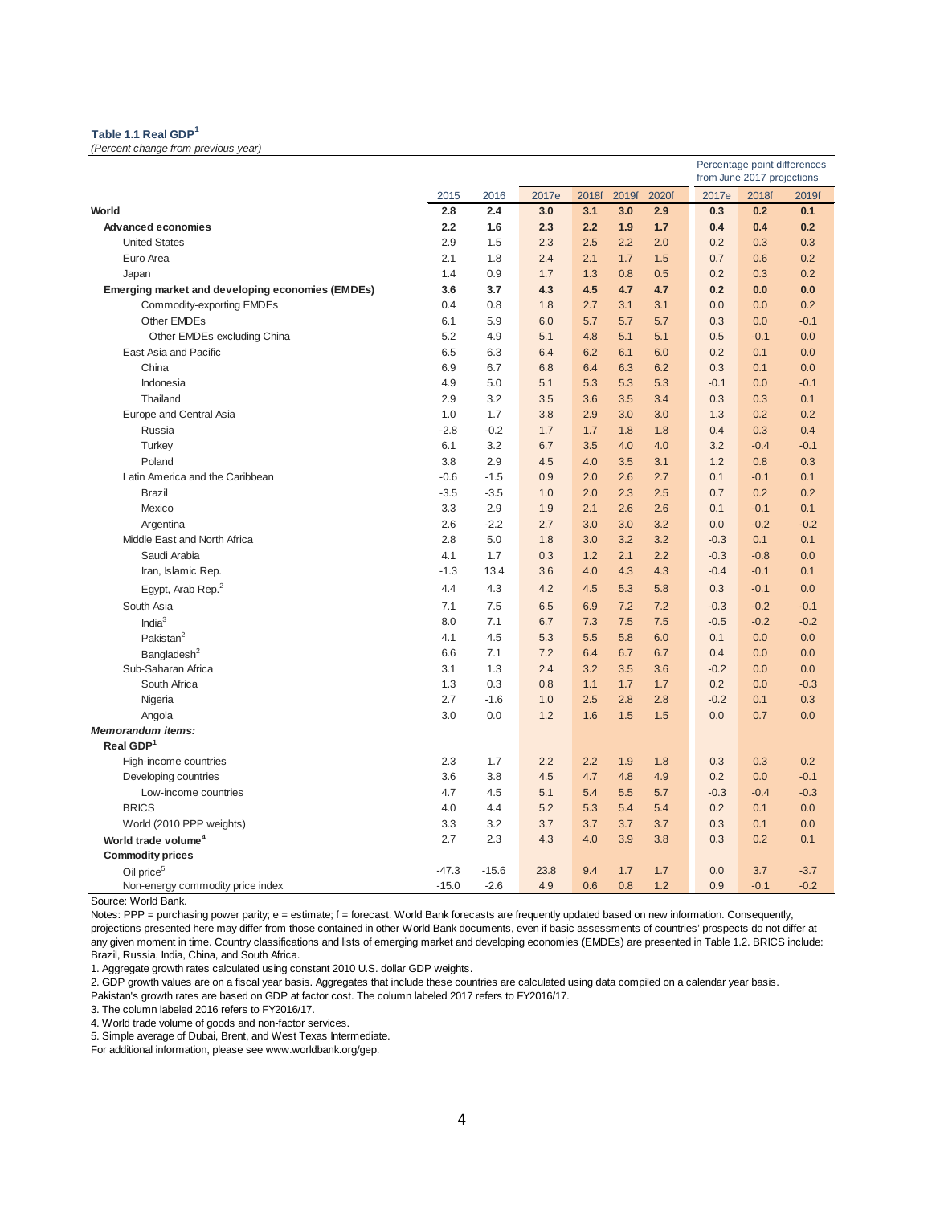**Table 1.1 Real GDP[1]**

*(Percent change from previous year)*

| | | | | | | | Percentage point differences from June 2017 projections | | |
|---|---|---|---|---|---|---|---|---|---|
| | 2015 | 2016 | 2017e | 2018f | 2019f | 2020f | 2017e | 2018f | 2019f |
| **World** | **2.8** | **2.4** | **3.0** | **3.1** | **3.0** | **2.9** | **0.3** | **0.2** | **0.1** |
| **Advanced economies** | **2.2** | **1.6** | **2.3** | **2.2** | **1.9** | **1.7** | **0.4** | **0.4** | **0.2** |
| United States | 2.9 | 1.5 | 2.3 | 2.5 | 2.2 | 2.0 | 0.2 | 0.3 | 0.3 |
| Euro Area | 2.1 | 1.8 | 2.4 | 2.1 | 1.7 | 1.5 | 0.7 | 0.6 | 0.2 |
| Japan | 1.4 | 0.9 | 1.7 | 1.3 | 0.8 | 0.5 | 0.2 | 0.3 | 0.2 |
| **Emerging market and developing economies (EMDEs)** | **3.6** | **3.7** | **4.3** | **4.5** | **4.7** | **4.7** | **0.2** | **0.0** | **0.0** |
| Commodity-exporting EMDEs | 0.4 | 0.8 | 1.8 | 2.7 | 3.1 | 3.1 | 0.0 | 0.0 | 0.2 |
| Other EMDEs | 6.1 | 5.9 | 6.0 | 5.7 | 5.7 | 5.7 | 0.3 | 0.0 | -0.1 |
| Other EMDEs excluding China | 5.2 | 4.9 | 5.1 | 4.8 | 5.1 | 5.1 | 0.5 | -0.1 | 0.0 |
| East Asia and Pacific | 6.5 | 6.3 | 6.4 | 6.2 | 6.1 | 6.0 | 0.2 | 0.1 | 0.0 |
| China | 6.9 | 6.7 | 6.8 | 6.4 | 6.3 | 6.2 | 0.3 | 0.1 | 0.0 |
| Indonesia | 4.9 | 5.0 | 5.1 | 5.3 | 5.3 | 5.3 | -0.1 | 0.0 | -0.1 |
| Thailand | 2.9 | 3.2 | 3.5 | 3.6 | 3.5 | 3.4 | 0.3 | 0.3 | 0.1 |
| Europe and Central Asia | 1.0 | 1.7 | 3.8 | 2.9 | 3.0 | 3.0 | 1.3 | 0.2 | 0.2 |
| Russia | -2.8 | -0.2 | 1.7 | 1.7 | 1.8 | 1.8 | 0.4 | 0.3 | 0.4 |
| Turkey | 6.1 | 3.2 | 6.7 | 3.5 | 4.0 | 4.0 | 3.2 | -0.4 | -0.1 |
| Poland | 3.8 | 2.9 | 4.5 | 4.0 | 3.5 | 3.1 | 1.2 | 0.8 | 0.3 |
| Latin America and the Caribbean | -0.6 | -1.5 | 0.9 | 2.0 | 2.6 | 2.7 | 0.1 | -0.1 | 0.1 |
| Brazil | -3.5 | -3.5 | 1.0 | 2.0 | 2.3 | 2.5 | 0.7 | 0.2 | 0.2 |
| Mexico | 3.3 | 2.9 | 1.9 | 2.1 | 2.6 | 2.6 | 0.1 | -0.1 | 0.1 |
| Argentina | 2.6 | -2.2 | 2.7 | 3.0 | 3.0 | 3.2 | 0.0 | -0.2 | -0.2 |
| Middle East and North Africa | 2.8 | 5.0 | 1.8 | 3.0 | 3.2 | 3.2 | -0.3 | 0.1 | 0.1 |
| Saudi Arabia | 4.1 | 1.7 | 0.3 | 1.2 | 2.1 | 2.2 | -0.3 | -0.8 | 0.0 |
| Iran, Islamic Rep. | -1.3 | 13.4 | 3.6 | 4.0 | 4.3 | 4.3 | -0.4 | -0.1 | 0.1 |
| Egypt, Arab Rep.[2] | 4.4 | 4.3 | 4.2 | 4.5 | 5.3 | 5.8 | 0.3 | -0.1 | 0.0 |
| South Asia | 7.1 | 7.5 | 6.5 | 6.9 | 7.2 | 7.2 | -0.3 | -0.2 | -0.1 |
| India[3] | 8.0 | 7.1 | 6.7 | 7.3 | 7.5 | 7.5 | -0.5 | -0.2 | -0.2 |
| Pakistan[2] | 4.1 | 4.5 | 5.3 | 5.5 | 5.8 | 6.0 | 0.1 | 0.0 | 0.0 |
| Bangladesh[2] | 6.6 | 7.1 | 7.2 | 6.4 | 6.7 | 6.7 | 0.4 | 0.0 | 0.0 |
| Sub-Saharan Africa | 3.1 | 1.3 | 2.4 | 3.2 | 3.5 | 3.6 | -0.2 | 0.0 | 0.0 |
| South Africa | 1.3 | 0.3 | 0.8 | 1.1 | 1.7 | 1.7 | 0.2 | 0.0 | -0.3 |
| Nigeria | 2.7 | -1.6 | 1.0 | 2.5 | 2.8 | 2.8 | -0.2 | 0.1 | 0.3 |
| Angola | 3.0 | 0.0 | 1.2 | 1.6 | 1.5 | 1.5 | 0.0 | 0.7 | 0.0 |
| ***Memorandum items:*** | | | | | | | | | |
| **Real GDP[1]** | | | | | | | | | |
| High-income countries | 2.3 | 1.7 | 2.2 | 2.2 | 1.9 | 1.8 | 0.3 | 0.3 | 0.2 |
| Developing countries | 3.6 | 3.8 | 4.5 | 4.7 | 4.8 | 4.9 | 0.2 | 0.0 | -0.1 |
| Low-income countries | 4.7 | 4.5 | 5.1 | 5.4 | 5.5 | 5.7 | -0.3 | -0.4 | -0.3 |
| BRICS | 4.0 | 4.4 | 5.2 | 5.3 | 5.4 | 5.4 | 0.2 | 0.1 | 0.0 |
| World (2010 PPP weights) | 3.3 | 3.2 | 3.7 | 3.7 | 3.7 | 3.7 | 0.3 | 0.1 | 0.0 |
| **World trade volume[4]** | 2.7 | 2.3 | 4.3 | 4.0 | 3.9 | 3.8 | 0.3 | 0.2 | 0.1 |
| **Commodity prices** | | | | | | | | | |
| Oil price[5] | -47.3 | -15.6 | 23.8 | 9.4 | 1.7 | 1.7 | 0.0 | 3.7 | -3.7 |
| Non-energy commodity price index | -15.0 | -2.6 | 4.9 | 0.6 | 0.8 | 1.2 | 0.9 | -0.1 | -0.2 |

Source: World Bank.

Notes: PPP = purchasing power parity; e = estimate; f = forecast. World Bank forecasts are frequently updated based on new information. Consequently, projections presented here may differ from those contained in other World Bank documents, even if basic assessments of countries' prospects do not differ at any given moment in time. Country classifications and lists of emerging market and developing economies (EMDEs) are presented in Table 1.2. BRICS include: Brazil, Russia, India, China, and South Africa.

1. Aggregate growth rates calculated using constant 2010 U.S. dollar GDP weights.
2. GDP growth values are on a fiscal year basis. Aggregates that include these countries are calculated using data compiled on a calendar year basis. Pakistan's growth rates are based on GDP at factor cost. The column labeled 2017 refers to FY2016/17.
3. The column labeled 2016 refers to FY2016/17.
4. World trade volume of goods and non-factor services.
5. Simple average of Dubai, Brent, and West Texas Intermediate.

For additional information, please see www.worldbank.org/gep.